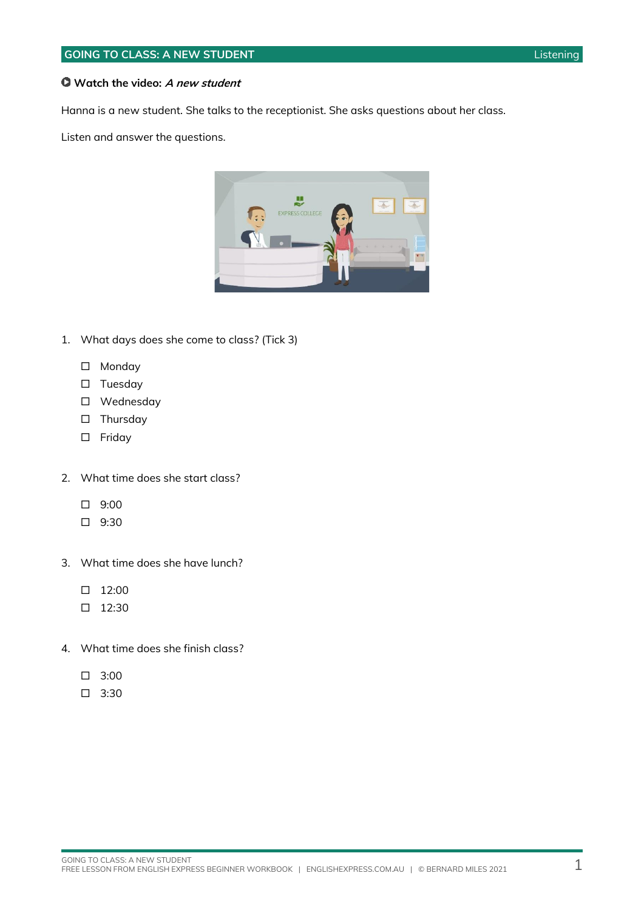## GOING TO CLASS: A NEW STUDENT — Listening

**Watch the video:** ***A new student***

Hanna is a new student. She talks to the receptionist. She asks questions about her class.

Listen and answer the questions.

1. What days does she come to class? (Tick 3)

   - ☐ Monday
   - ☐ Tuesday
   - ☐ Wednesday
   - ☐ Thursday
   - ☐ Friday

2. What time does she start class?

   - ☐ 9:00
   - ☐ 9:30

3. What time does she have lunch?

   - ☐ 12:00
   - ☐ 12:30

4. What time does she finish class?

   - ☐ 3:00
   - ☐ 3:30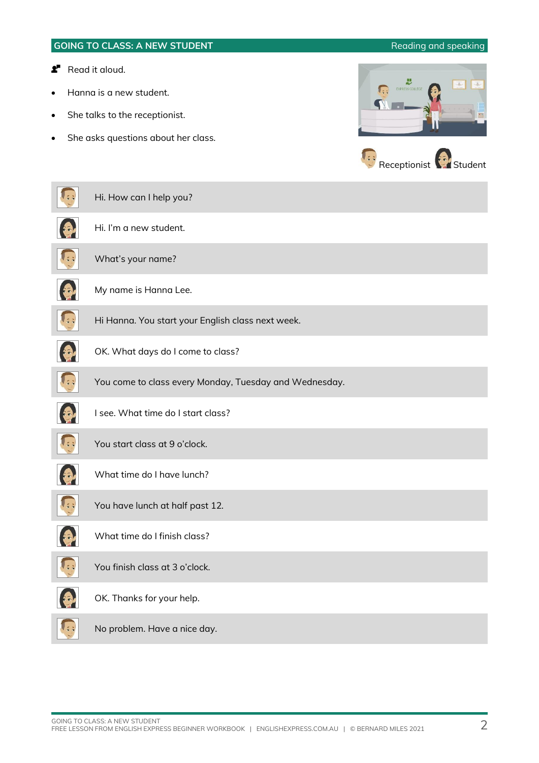## GOING TO CLASS: A NEW STUDENT

Reading and speaking

Read it aloud.

- Hanna is a new student.
- She talks to the receptionist.
- She asks questions about her class.

Receptionist Student

| Speaker | Dialogue |
|---|---|
| Receptionist | Hi. How can I help you? |
| Student | Hi. I'm a new student. |
| Receptionist | What's your name? |
| Student | My name is Hanna Lee. |
| Receptionist | Hi Hanna. You start your English class next week. |
| Student | OK. What days do I come to class? |
| Receptionist | You come to class every Monday, Tuesday and Wednesday. |
| Student | I see. What time do I start class? |
| Receptionist | You start class at 9 o'clock. |
| Student | What time do I have lunch? |
| Receptionist | You have lunch at half past 12. |
| Student | What time do I finish class? |
| Receptionist | You finish class at 3 o'clock. |
| Student | OK. Thanks for your help. |
| Receptionist | No problem. Have a nice day. |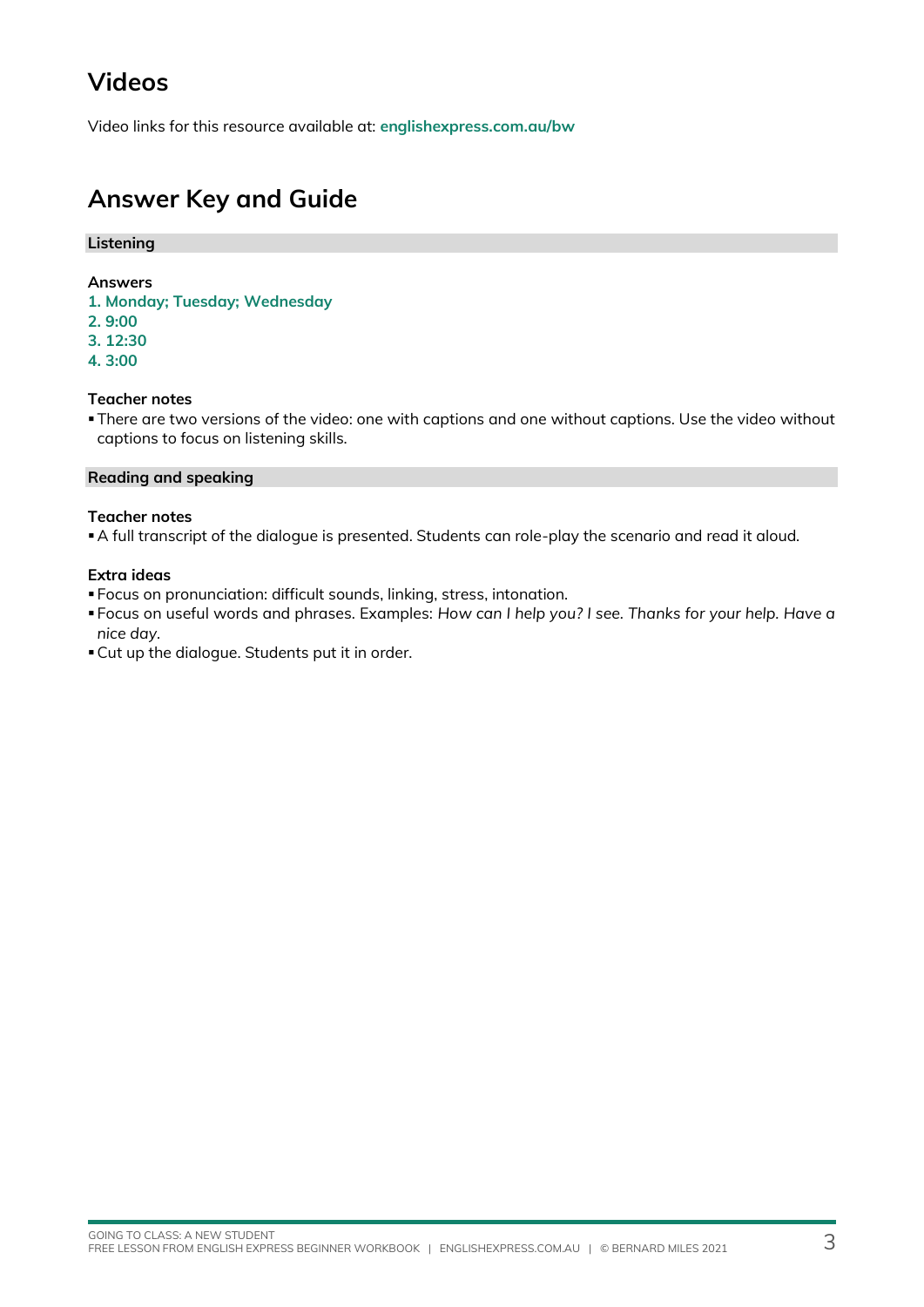## Videos

Video links for this resource available at: **englishexpress.com.au/bw**

## Answer Key and Guide

### Listening

**Answers**

**1. Monday; Tuesday; Wednesday**
**2. 9:00**
**3. 12:30**
**4. 3:00**

**Teacher notes**

- There are two versions of the video: one with captions and one without captions. Use the video without captions to focus on listening skills.

### Reading and speaking

**Teacher notes**

- A full transcript of the dialogue is presented. Students can role-play the scenario and read it aloud.

**Extra ideas**

- Focus on pronunciation: difficult sounds, linking, stress, intonation.
- Focus on useful words and phrases. Examples: *How can I help you? I see. Thanks for your help. Have a nice day.*
- Cut up the dialogue. Students put it in order.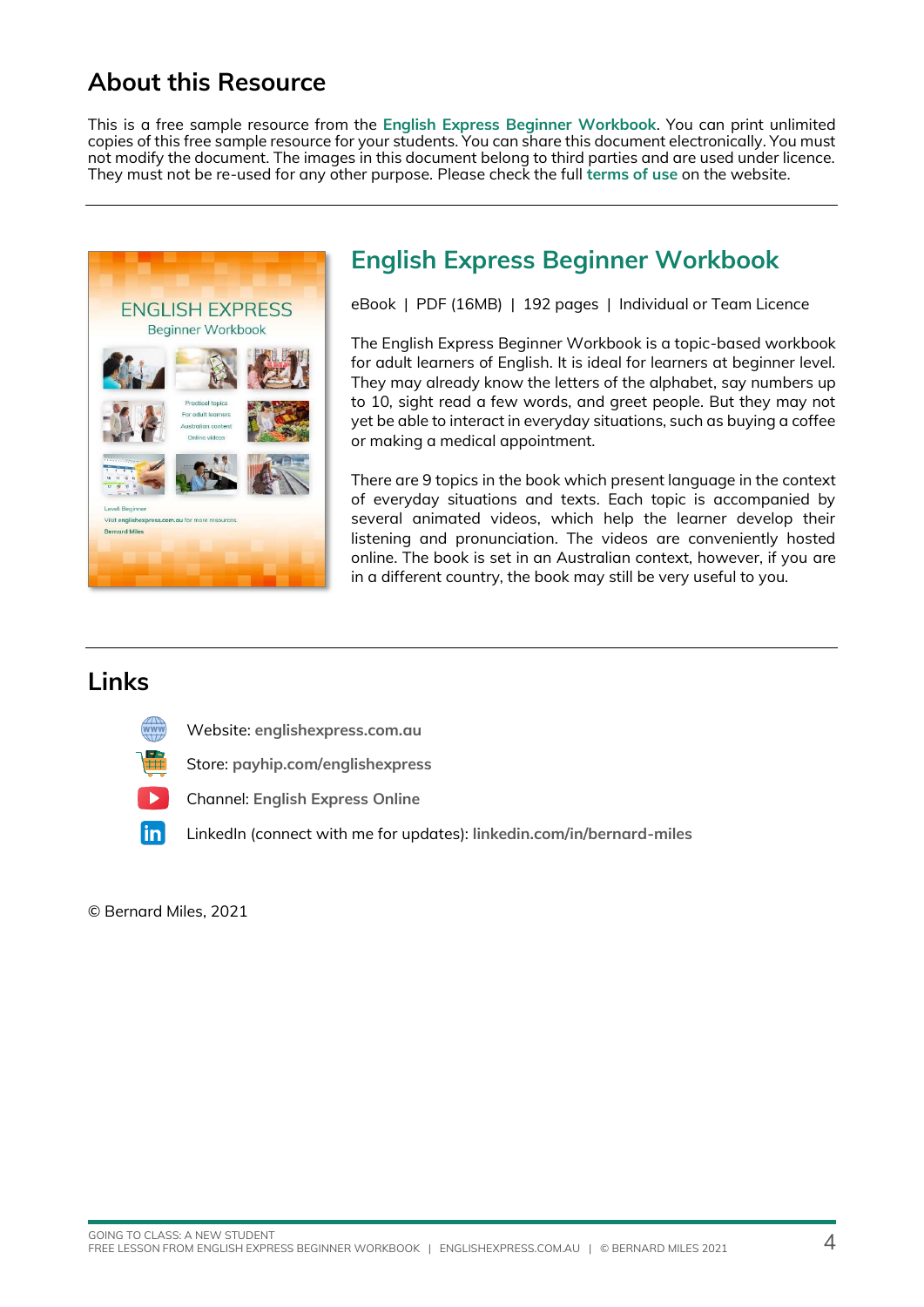## About this Resource

This is a free sample resource from the **English Express Beginner Workbook**. You can print unlimited copies of this free sample resource for your students. You can share this document electronically. You must not modify the document. The images in this document belong to third parties and are used under licence. They must not be re-used for any other purpose. Please check the full **terms of use** on the website.

## English Express Beginner Workbook

eBook | PDF (16MB) | 192 pages | Individual or Team Licence

The English Express Beginner Workbook is a topic-based workbook for adult learners of English. It is ideal for learners at beginner level. They may already know the letters of the alphabet, say numbers up to 10, sight read a few words, and greet people. But they may not yet be able to interact in everyday situations, such as buying a coffee or making a medical appointment.

There are 9 topics in the book which present language in the context of everyday situations and texts. Each topic is accompanied by several animated videos, which help the learner develop their listening and pronunciation. The videos are conveniently hosted online. The book is set in an Australian context, however, if you are in a different country, the book may still be very useful to you.

## Links

- Website: **englishexpress.com.au**
- Store: **payhip.com/englishexpress**
- Channel: **English Express Online**
- LinkedIn (connect with me for updates): **linkedin.com/in/bernard-miles**

© Bernard Miles, 2021